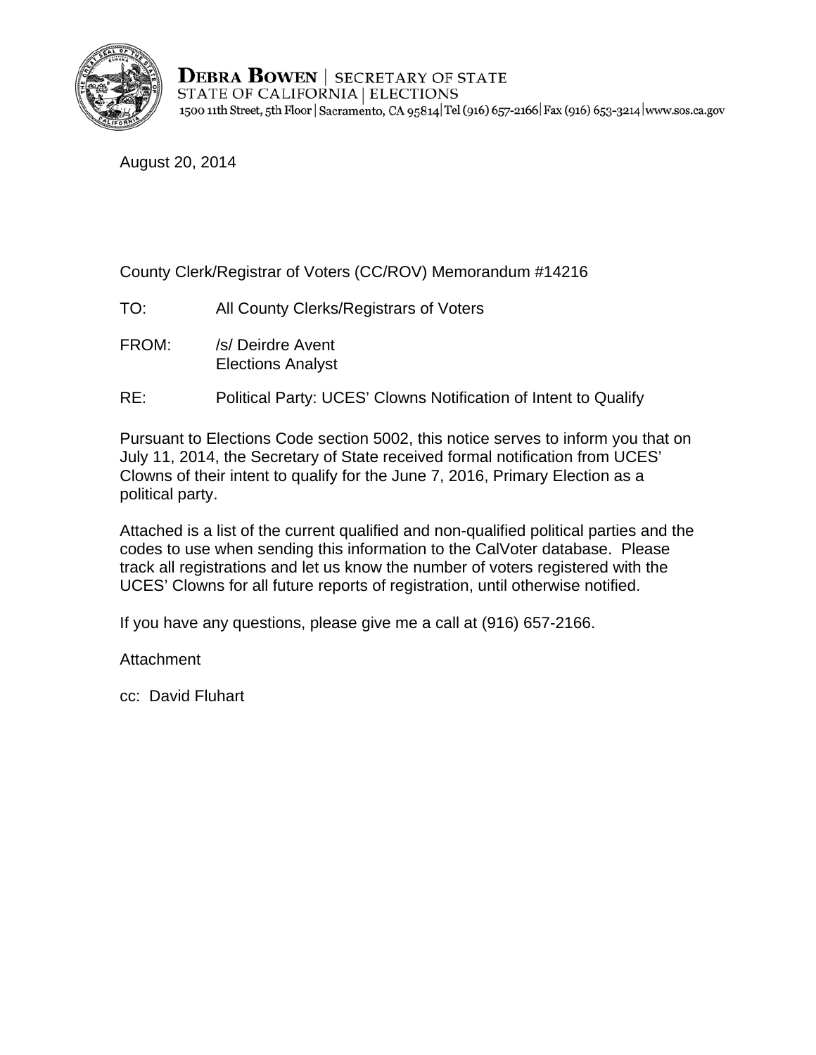**DEBRA BOWEN** | SECRETARY OF STATE
STATE OF CALIFORNIA | ELECTIONS
1500 11th Street, 5th Floor | Sacramento, CA 95814 | Tel (916) 657-2166 | Fax (916) 653-3214 | www.sos.ca.gov

August 20, 2014

County Clerk/Registrar of Voters (CC/ROV) Memorandum #14216

TO: All County Clerks/Registrars of Voters

FROM: /s/ Deirdre Avent
Elections Analyst

RE: Political Party: UCES' Clowns Notification of Intent to Qualify

Pursuant to Elections Code section 5002, this notice serves to inform you that on July 11, 2014, the Secretary of State received formal notification from UCES' Clowns of their intent to qualify for the June 7, 2016, Primary Election as a political party.

Attached is a list of the current qualified and non-qualified political parties and the codes to use when sending this information to the CalVoter database. Please track all registrations and let us know the number of voters registered with the UCES' Clowns for all future reports of registration, until otherwise notified.

If you have any questions, please give me a call at (916) 657-2166.

Attachment

cc: David Fluhart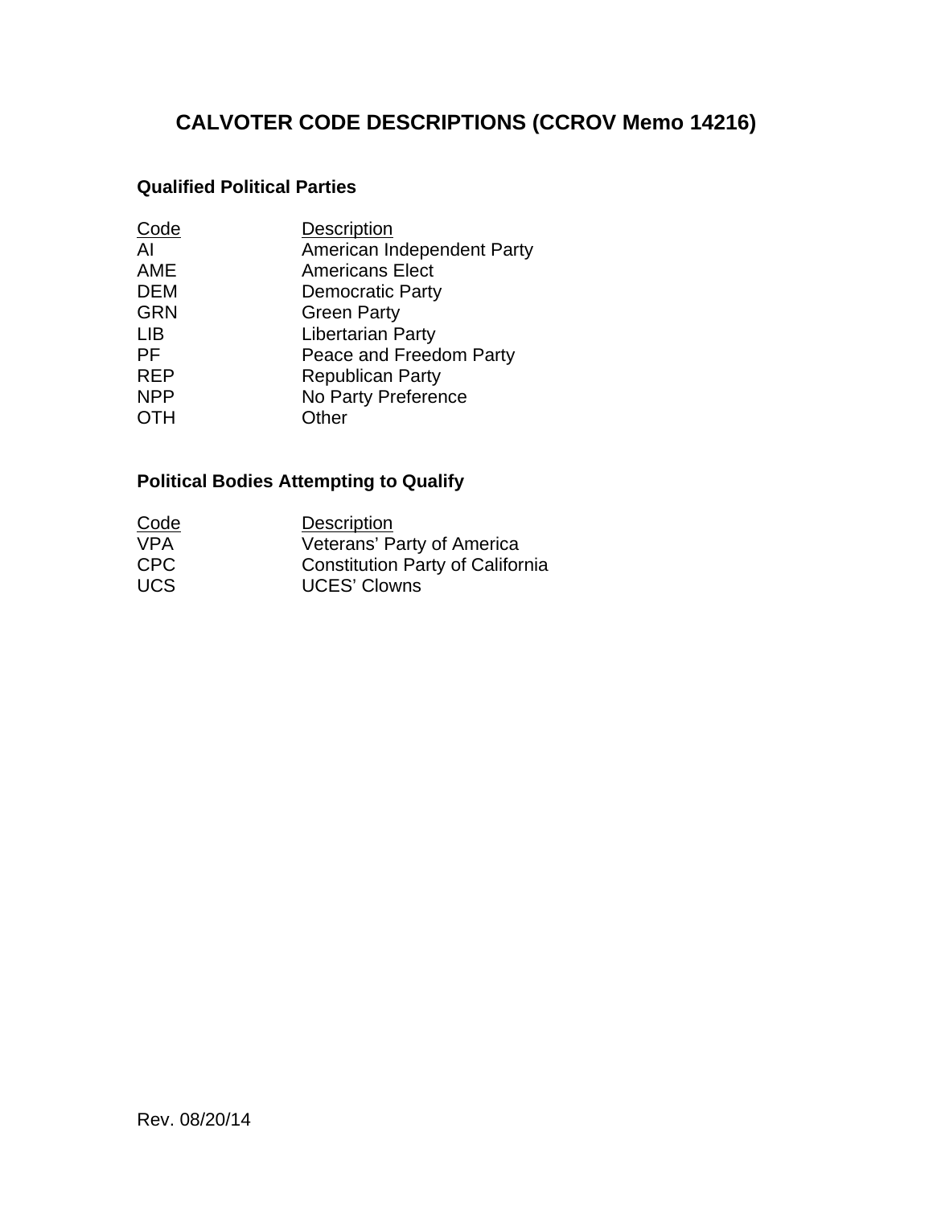# CALVOTER CODE DESCRIPTIONS (CCROV Memo 14216)

## Qualified Political Parties

| Code | Description |
|---|---|
| AI | American Independent Party |
| AME | Americans Elect |
| DEM | Democratic Party |
| GRN | Green Party |
| LIB | Libertarian Party |
| PF | Peace and Freedom Party |
| REP | Republican Party |
| NPP | No Party Preference |
| OTH | Other |

## Political Bodies Attempting to Qualify

| Code | Description |
|---|---|
| VPA | Veterans' Party of America |
| CPC | Constitution Party of California |
| UCS | UCES' Clowns |

Rev. 08/20/14